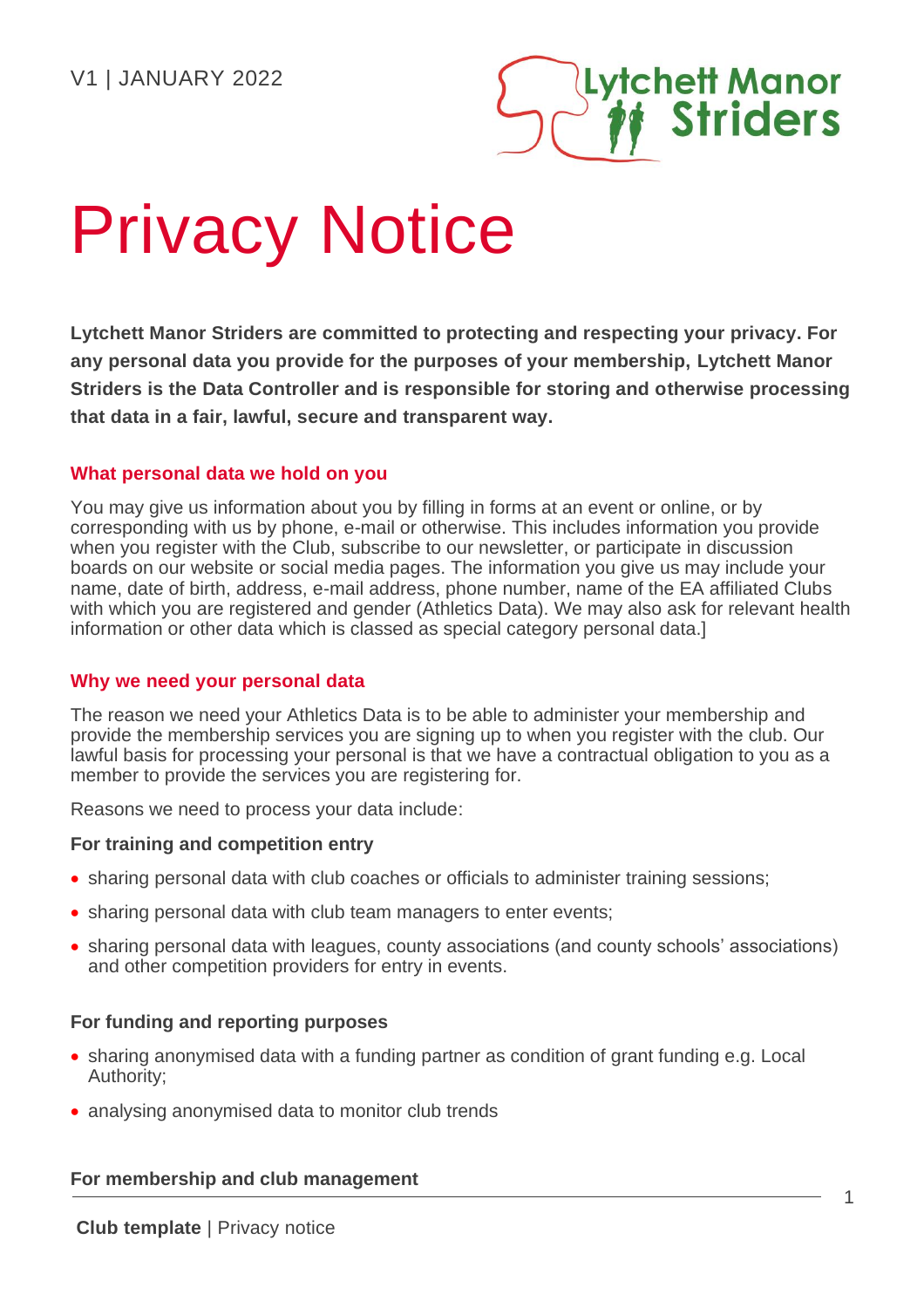V1 | JANUARY 2022

# Privacy Notice

**Lytchett Manor Striders are committed to protecting and respecting your privacy. For any personal data you provide for the purposes of your membership, Lytchett Manor Striders is the Data Controller and is responsible for storing and otherwise processing that data in a fair, lawful, secure and transparent way.**

## What personal data we hold on you

You may give us information about you by filling in forms at an event or online, or by corresponding with us by phone, e-mail or otherwise. This includes information you provide when you register with the Club, subscribe to our newsletter, or participate in discussion boards on our website or social media pages. The information you give us may include your name, date of birth, address, e-mail address, phone number, name of the EA affiliated Clubs with which you are registered and gender (Athletics Data). We may also ask for relevant health information or other data which is classed as special category personal data.]

## Why we need your personal data

The reason we need your Athletics Data is to be able to administer your membership and provide the membership services you are signing up to when you register with the club. Our lawful basis for processing your personal is that we have a contractual obligation to you as a member to provide the services you are registering for.

Reasons we need to process your data include:

### For training and competition entry

- sharing personal data with club coaches or officials to administer training sessions;
- sharing personal data with club team managers to enter events;
- sharing personal data with leagues, county associations (and county schools' associations) and other competition providers for entry in events.

### For funding and reporting purposes

- sharing anonymised data with a funding partner as condition of grant funding e.g. Local Authority;
- analysing anonymised data to monitor club trends

### For membership and club management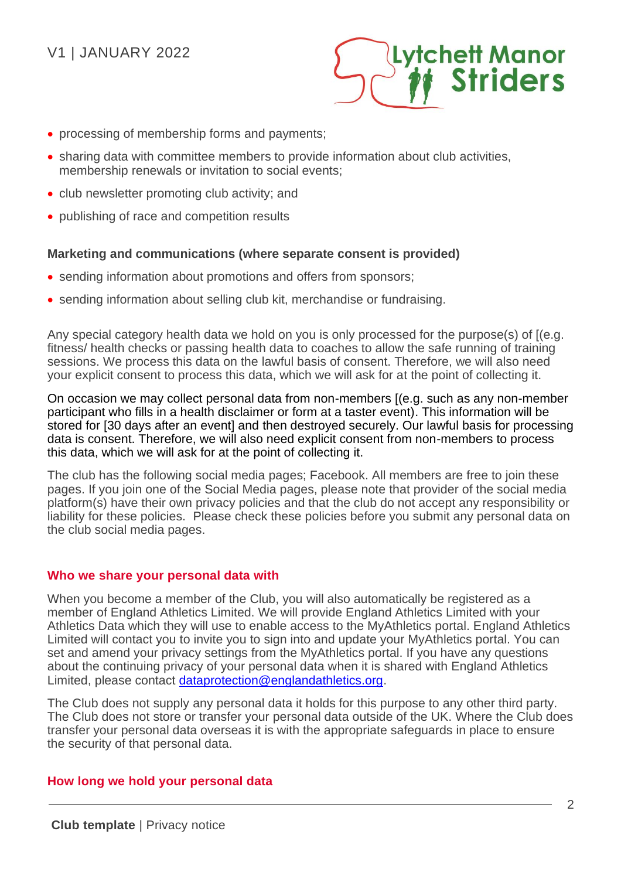- processing of membership forms and payments;
- sharing data with committee members to provide information about club activities, membership renewals or invitation to social events;
- club newsletter promoting club activity; and
- publishing of race and competition results

**Marketing and communications (where separate consent is provided)**

- sending information about promotions and offers from sponsors;
- sending information about selling club kit, merchandise or fundraising.

Any special category health data we hold on you is only processed for the purpose(s) of [(e.g. fitness/ health checks or passing health data to coaches to allow the safe running of training sessions. We process this data on the lawful basis of consent. Therefore, we will also need your explicit consent to process this data, which we will ask for at the point of collecting it.

On occasion we may collect personal data from non-members [(e.g. such as any non-member participant who fills in a health disclaimer or form at a taster event). This information will be stored for [30 days after an event] and then destroyed securely. Our lawful basis for processing data is consent. Therefore, we will also need explicit consent from non-members to process this data, which we will ask for at the point of collecting it.

The club has the following social media pages; Facebook. All members are free to join these pages. If you join one of the Social Media pages, please note that provider of the social media platform(s) have their own privacy policies and that the club do not accept any responsibility or liability for these policies. Please check these policies before you submit any personal data on the club social media pages.

## Who we share your personal data with

When you become a member of the Club, you will also automatically be registered as a member of England Athletics Limited. We will provide England Athletics Limited with your Athletics Data which they will use to enable access to the MyAthletics portal. England Athletics Limited will contact you to invite you to sign into and update your MyAthletics portal. You can set and amend your privacy settings from the MyAthletics portal. If you have any questions about the continuing privacy of your personal data when it is shared with England Athletics Limited, please contact dataprotection@englandathletics.org.

The Club does not supply any personal data it holds for this purpose to any other third party. The Club does not store or transfer your personal data outside of the UK. Where the Club does transfer your personal data overseas it is with the appropriate safeguards in place to ensure the security of that personal data.

## How long we hold your personal data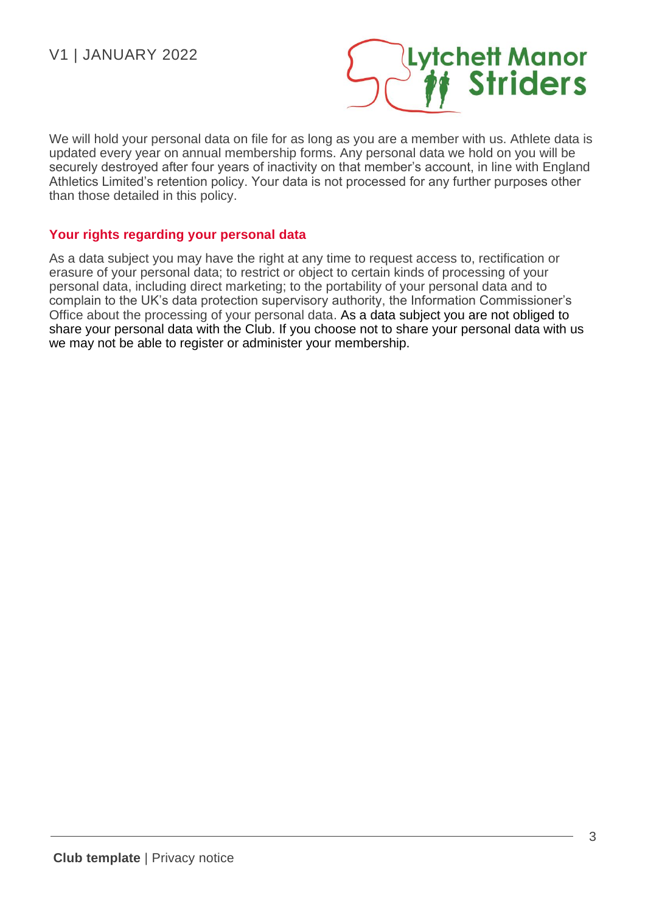We will hold your personal data on file for as long as you are a member with us. Athlete data is updated every year on annual membership forms. Any personal data we hold on you will be securely destroyed after four years of inactivity on that member's account, in line with England Athletics Limited's retention policy. Your data is not processed for any further purposes other than those detailed in this policy.

## Your rights regarding your personal data

As a data subject you may have the right at any time to request access to, rectification or erasure of your personal data; to restrict or object to certain kinds of processing of your personal data, including direct marketing; to the portability of your personal data and to complain to the UK's data protection supervisory authority, the Information Commissioner's Office about the processing of your personal data. As a data subject you are not obliged to share your personal data with the Club. If you choose not to share your personal data with us we may not be able to register or administer your membership.